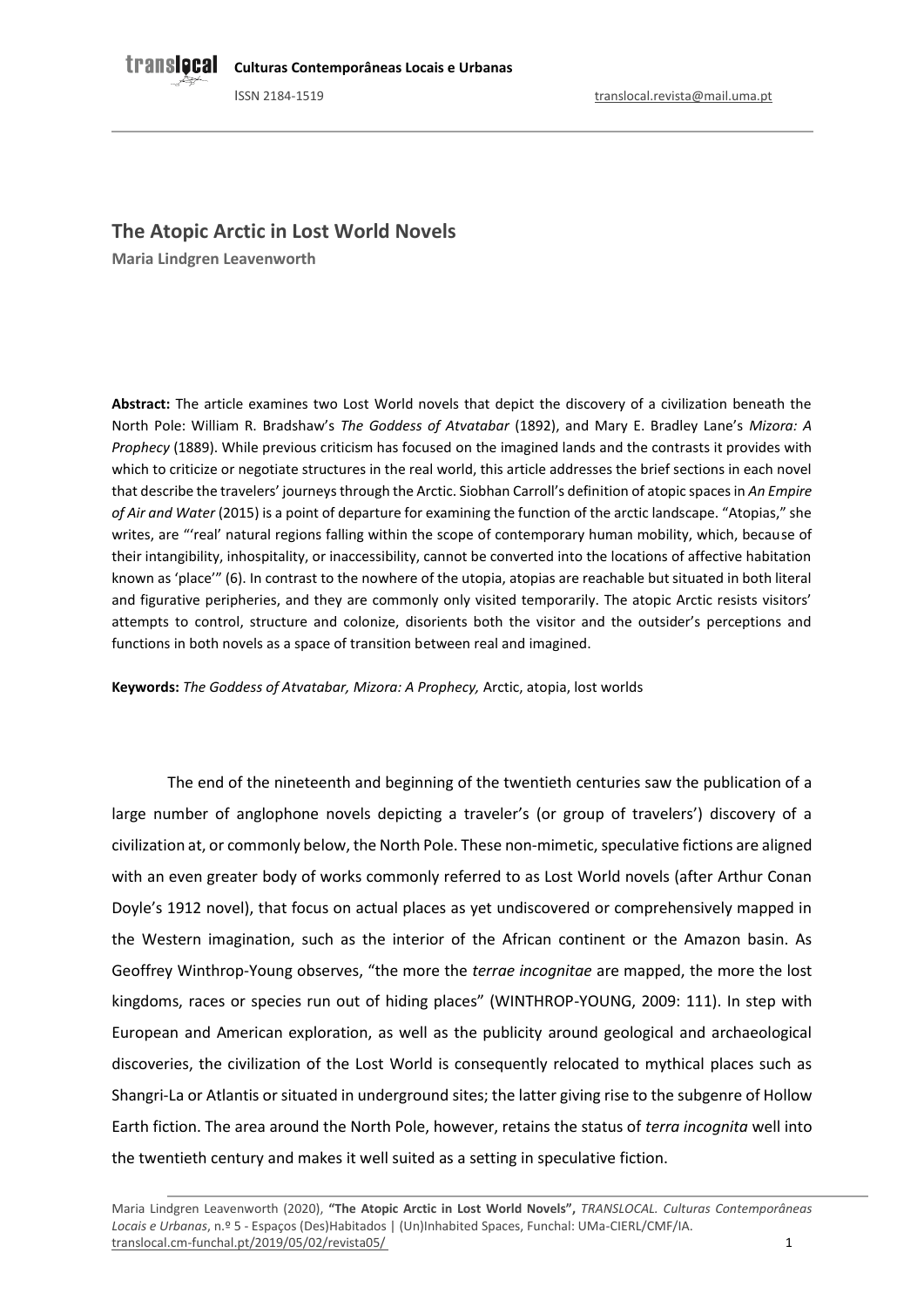# The Atopic Arctic in Lost World Novels

**Maria Lindgren Leavenworth**

**Abstract:** The article examines two Lost World novels that depict the discovery of a civilization beneath the North Pole: William R. Bradshaw's *The Goddess of Atvatabar* (1892), and Mary E. Bradley Lane's *Mizora: A Prophecy* (1889). While previous criticism has focused on the imagined lands and the contrasts it provides with which to criticize or negotiate structures in the real world, this article addresses the brief sections in each novel that describe the travelers' journeys through the Arctic. Siobhan Carroll's definition of atopic spaces in *An Empire of Air and Water* (2015) is a point of departure for examining the function of the arctic landscape. "Atopias," she writes, are "'real' natural regions falling within the scope of contemporary human mobility, which, because of their intangibility, inhospitality, or inaccessibility, cannot be converted into the locations of affective habitation known as 'place'" (6). In contrast to the nowhere of the utopia, atopias are reachable but situated in both literal and figurative peripheries, and they are commonly only visited temporarily. The atopic Arctic resists visitors' attempts to control, structure and colonize, disorients both the visitor and the outsider's perceptions and functions in both novels as a space of transition between real and imagined.

**Keywords:** *The Goddess of Atvatabar, Mizora: A Prophecy,* Arctic, atopia, lost worlds

The end of the nineteenth and beginning of the twentieth centuries saw the publication of a large number of anglophone novels depicting a traveler's (or group of travelers') discovery of a civilization at, or commonly below, the North Pole. These non-mimetic, speculative fictions are aligned with an even greater body of works commonly referred to as Lost World novels (after Arthur Conan Doyle's 1912 novel), that focus on actual places as yet undiscovered or comprehensively mapped in the Western imagination, such as the interior of the African continent or the Amazon basin. As Geoffrey Winthrop-Young observes, "the more the *terrae incognitae* are mapped, the more the lost kingdoms, races or species run out of hiding places" (WINTHROP-YOUNG, 2009: 111). In step with European and American exploration, as well as the publicity around geological and archaeological discoveries, the civilization of the Lost World is consequently relocated to mythical places such as Shangri-La or Atlantis or situated in underground sites; the latter giving rise to the subgenre of Hollow Earth fiction. The area around the North Pole, however, retains the status of *terra incognita* well into the twentieth century and makes it well suited as a setting in speculative fiction.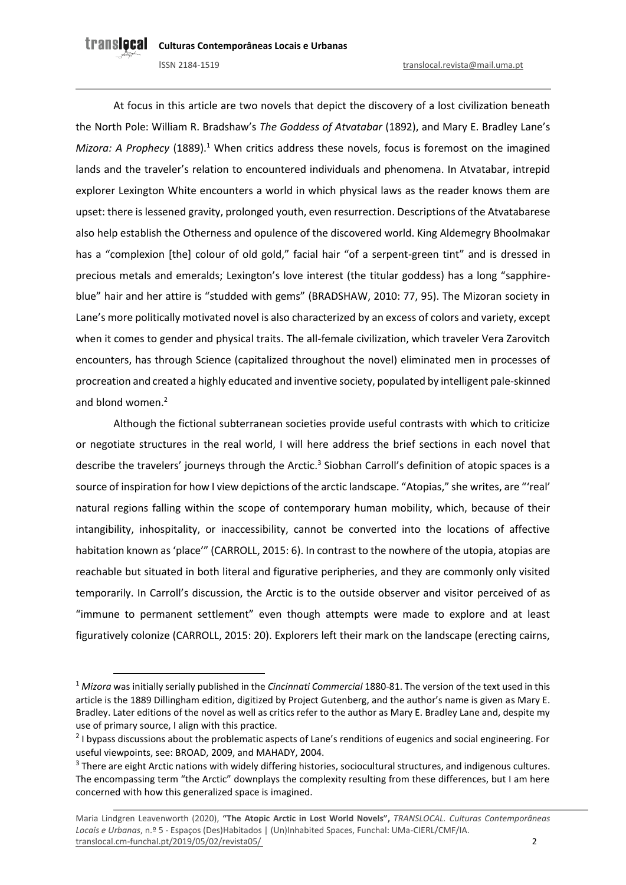At focus in this article are two novels that depict the discovery of a lost civilization beneath the North Pole: William R. Bradshaw's *The Goddess of Atvatabar* (1892), and Mary E. Bradley Lane's *Mizora: A Prophecy* (1889).[1] When critics address these novels, focus is foremost on the imagined lands and the traveler's relation to encountered individuals and phenomena. In Atvatabar, intrepid explorer Lexington White encounters a world in which physical laws as the reader knows them are upset: there is lessened gravity, prolonged youth, even resurrection. Descriptions of the Atvatabarese also help establish the Otherness and opulence of the discovered world. King Aldemegry Bhoolmakar has a "complexion [the] colour of old gold," facial hair "of a serpent-green tint" and is dressed in precious metals and emeralds; Lexington's love interest (the titular goddess) has a long "sapphire-blue" hair and her attire is "studded with gems" (BRADSHAW, 2010: 77, 95). The Mizoran society in Lane's more politically motivated novel is also characterized by an excess of colors and variety, except when it comes to gender and physical traits. The all-female civilization, which traveler Vera Zarovitch encounters, has through Science (capitalized throughout the novel) eliminated men in processes of procreation and created a highly educated and inventive society, populated by intelligent pale-skinned and blond women.[2]

Although the fictional subterranean societies provide useful contrasts with which to criticize or negotiate structures in the real world, I will here address the brief sections in each novel that describe the travelers' journeys through the Arctic.[3] Siobhan Carroll's definition of atopic spaces is a source of inspiration for how I view depictions of the arctic landscape. "Atopias," she writes, are "'real' natural regions falling within the scope of contemporary human mobility, which, because of their intangibility, inhospitality, or inaccessibility, cannot be converted into the locations of affective habitation known as 'place'" (CARROLL, 2015: 6). In contrast to the nowhere of the utopia, atopias are reachable but situated in both literal and figurative peripheries, and they are commonly only visited temporarily. In Carroll's discussion, the Arctic is to the outside observer and visitor perceived of as "immune to permanent settlement" even though attempts were made to explore and at least figuratively colonize (CARROLL, 2015: 20). Explorers left their mark on the landscape (erecting cairns,

---

[1] *Mizora* was initially serially published in the *Cincinnati Commercial* 1880-81. The version of the text used in this article is the 1889 Dillingham edition, digitized by Project Gutenberg, and the author's name is given as Mary E. Bradley. Later editions of the novel as well as critics refer to the author as Mary E. Bradley Lane and, despite my use of primary source, I align with this practice.

[2] I bypass discussions about the problematic aspects of Lane's renditions of eugenics and social engineering. For useful viewpoints, see: BROAD, 2009, and MAHADY, 2004.

[3] There are eight Arctic nations with widely differing histories, sociocultural structures, and indigenous cultures. The encompassing term "the Arctic" downplays the complexity resulting from these differences, but I am here concerned with how this generalized space is imagined.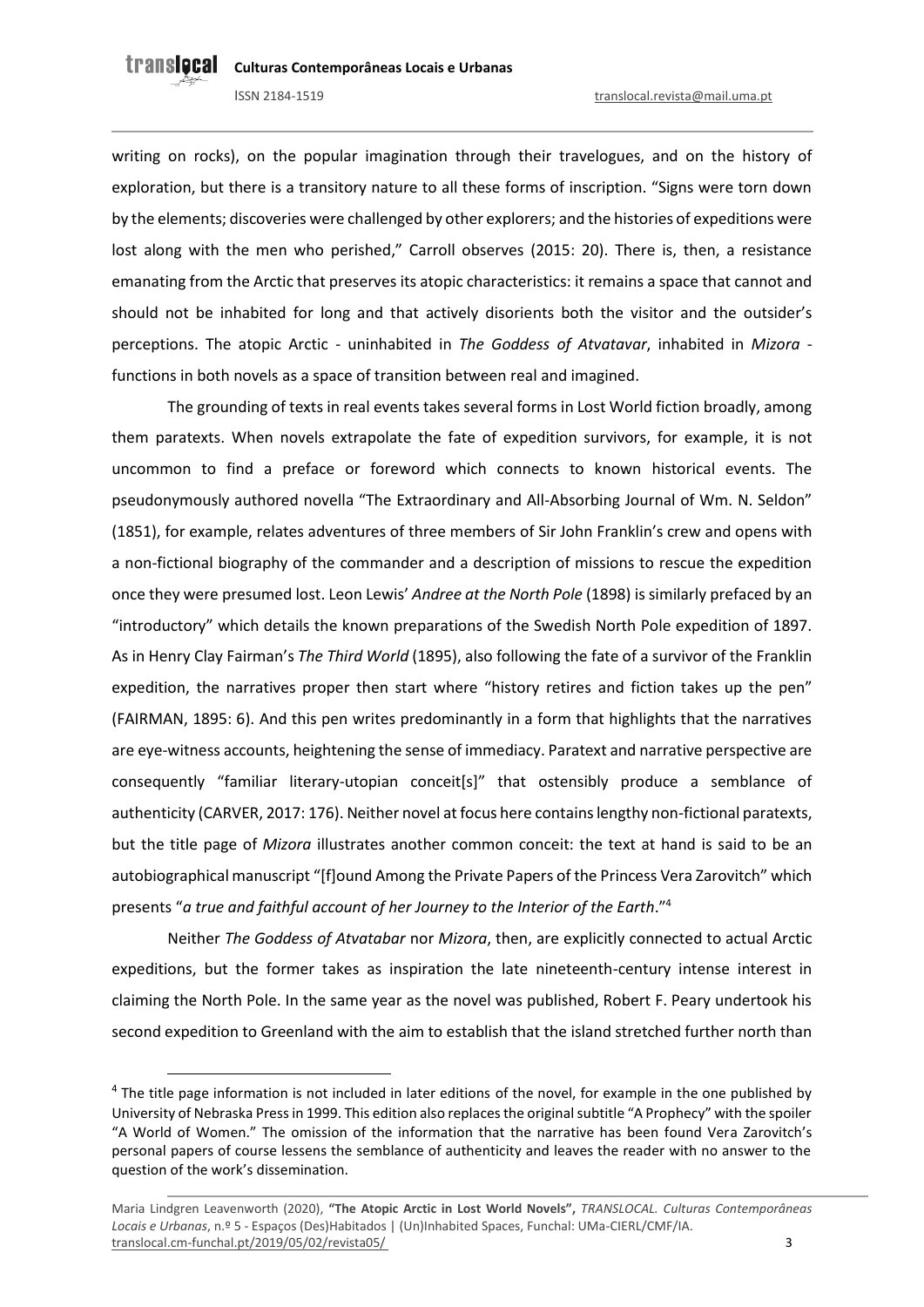writing on rocks), on the popular imagination through their travelogues, and on the history of exploration, but there is a transitory nature to all these forms of inscription. "Signs were torn down by the elements; discoveries were challenged by other explorers; and the histories of expeditions were lost along with the men who perished," Carroll observes (2015: 20). There is, then, a resistance emanating from the Arctic that preserves its atopic characteristics: it remains a space that cannot and should not be inhabited for long and that actively disorients both the visitor and the outsider's perceptions. The atopic Arctic - uninhabited in *The Goddess of Atvatavar*, inhabited in *Mizora* - functions in both novels as a space of transition between real and imagined.

The grounding of texts in real events takes several forms in Lost World fiction broadly, among them paratexts. When novels extrapolate the fate of expedition survivors, for example, it is not uncommon to find a preface or foreword which connects to known historical events. The pseudonymously authored novella "The Extraordinary and All-Absorbing Journal of Wm. N. Seldon" (1851), for example, relates adventures of three members of Sir John Franklin's crew and opens with a non-fictional biography of the commander and a description of missions to rescue the expedition once they were presumed lost. Leon Lewis' *Andree at the North Pole* (1898) is similarly prefaced by an "introductory" which details the known preparations of the Swedish North Pole expedition of 1897. As in Henry Clay Fairman's *The Third World* (1895), also following the fate of a survivor of the Franklin expedition, the narratives proper then start where "history retires and fiction takes up the pen" (FAIRMAN, 1895: 6). And this pen writes predominantly in a form that highlights that the narratives are eye-witness accounts, heightening the sense of immediacy. Paratext and narrative perspective are consequently "familiar literary-utopian conceit[s]" that ostensibly produce a semblance of authenticity (CARVER, 2017: 176). Neither novel at focus here contains lengthy non-fictional paratexts, but the title page of *Mizora* illustrates another common conceit: the text at hand is said to be an autobiographical manuscript "[f]ound Among the Private Papers of the Princess Vera Zarovitch" which presents "*a true and faithful account of her Journey to the Interior of the Earth*."[4]

Neither *The Goddess of Atvatabar* nor *Mizora*, then, are explicitly connected to actual Arctic expeditions, but the former takes as inspiration the late nineteenth-century intense interest in claiming the North Pole. In the same year as the novel was published, Robert F. Peary undertook his second expedition to Greenland with the aim to establish that the island stretched further north than

---

[4] The title page information is not included in later editions of the novel, for example in the one published by University of Nebraska Press in 1999. This edition also replaces the original subtitle "A Prophecy" with the spoiler "A World of Women." The omission of the information that the narrative has been found Vera Zarovitch's personal papers of course lessens the semblance of authenticity and leaves the reader with no answer to the question of the work's dissemination.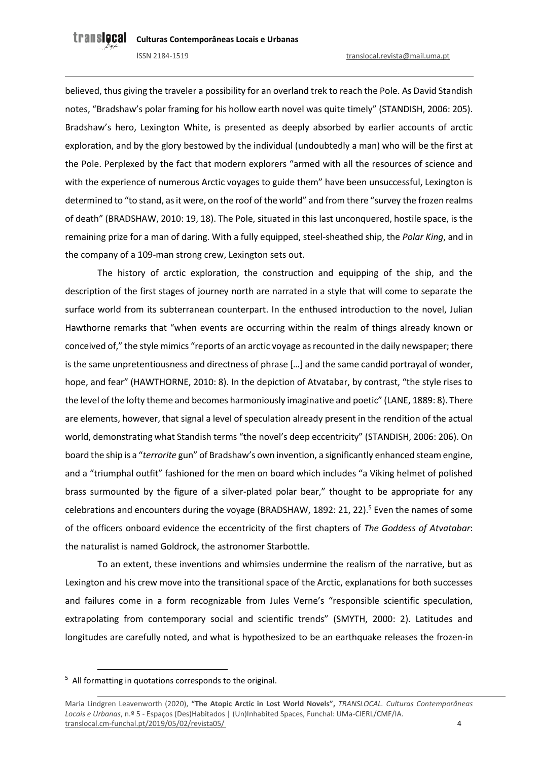believed, thus giving the traveler a possibility for an overland trek to reach the Pole. As David Standish notes, "Bradshaw's polar framing for his hollow earth novel was quite timely" (STANDISH, 2006: 205). Bradshaw's hero, Lexington White, is presented as deeply absorbed by earlier accounts of arctic exploration, and by the glory bestowed by the individual (undoubtedly a man) who will be the first at the Pole. Perplexed by the fact that modern explorers "armed with all the resources of science and with the experience of numerous Arctic voyages to guide them" have been unsuccessful, Lexington is determined to "to stand, as it were, on the roof of the world" and from there "survey the frozen realms of death" (BRADSHAW, 2010: 19, 18). The Pole, situated in this last unconquered, hostile space, is the remaining prize for a man of daring. With a fully equipped, steel-sheathed ship, the *Polar King*, and in the company of a 109-man strong crew, Lexington sets out.

The history of arctic exploration, the construction and equipping of the ship, and the description of the first stages of journey north are narrated in a style that will come to separate the surface world from its subterranean counterpart. In the enthused introduction to the novel, Julian Hawthorne remarks that "when events are occurring within the realm of things already known or conceived of," the style mimics "reports of an arctic voyage as recounted in the daily newspaper; there is the same unpretentiousness and directness of phrase […] and the same candid portrayal of wonder, hope, and fear" (HAWTHORNE, 2010: 8). In the depiction of Atvatabar, by contrast, "the style rises to the level of the lofty theme and becomes harmoniously imaginative and poetic" (LANE, 1889: 8). There are elements, however, that signal a level of speculation already present in the rendition of the actual world, demonstrating what Standish terms "the novel's deep eccentricity" (STANDISH, 2006: 206). On board the ship is a "*terrorite* gun" of Bradshaw's own invention, a significantly enhanced steam engine, and a "triumphal outfit" fashioned for the men on board which includes "a Viking helmet of polished brass surmounted by the figure of a silver-plated polar bear," thought to be appropriate for any celebrations and encounters during the voyage (BRADSHAW, 1892: 21, 22).[5] Even the names of some of the officers onboard evidence the eccentricity of the first chapters of *The Goddess of Atvatabar*: the naturalist is named Goldrock, the astronomer Starbottle.

To an extent, these inventions and whimsies undermine the realism of the narrative, but as Lexington and his crew move into the transitional space of the Arctic, explanations for both successes and failures come in a form recognizable from Jules Verne's "responsible scientific speculation, extrapolating from contemporary social and scientific trends" (SMYTH, 2000: 2). Latitudes and longitudes are carefully noted, and what is hypothesized to be an earthquake releases the frozen-in

[5] All formatting in quotations corresponds to the original.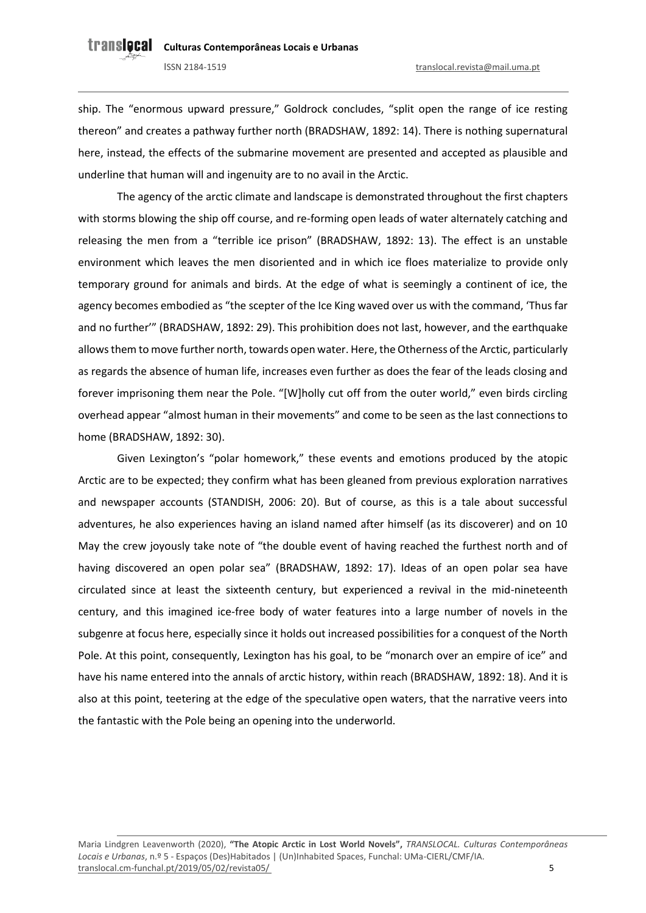ship. The "enormous upward pressure," Goldrock concludes, "split open the range of ice resting thereon" and creates a pathway further north (BRADSHAW, 1892: 14). There is nothing supernatural here, instead, the effects of the submarine movement are presented and accepted as plausible and underline that human will and ingenuity are to no avail in the Arctic.

The agency of the arctic climate and landscape is demonstrated throughout the first chapters with storms blowing the ship off course, and re-forming open leads of water alternately catching and releasing the men from a "terrible ice prison" (BRADSHAW, 1892: 13). The effect is an unstable environment which leaves the men disoriented and in which ice floes materialize to provide only temporary ground for animals and birds. At the edge of what is seemingly a continent of ice, the agency becomes embodied as "the scepter of the Ice King waved over us with the command, 'Thus far and no further'" (BRADSHAW, 1892: 29). This prohibition does not last, however, and the earthquake allows them to move further north, towards open water. Here, the Otherness of the Arctic, particularly as regards the absence of human life, increases even further as does the fear of the leads closing and forever imprisoning them near the Pole. "[W]holly cut off from the outer world," even birds circling overhead appear "almost human in their movements" and come to be seen as the last connections to home (BRADSHAW, 1892: 30).

Given Lexington's "polar homework," these events and emotions produced by the atopic Arctic are to be expected; they confirm what has been gleaned from previous exploration narratives and newspaper accounts (STANDISH, 2006: 20). But of course, as this is a tale about successful adventures, he also experiences having an island named after himself (as its discoverer) and on 10 May the crew joyously take note of "the double event of having reached the furthest north and of having discovered an open polar sea" (BRADSHAW, 1892: 17). Ideas of an open polar sea have circulated since at least the sixteenth century, but experienced a revival in the mid-nineteenth century, and this imagined ice-free body of water features into a large number of novels in the subgenre at focus here, especially since it holds out increased possibilities for a conquest of the North Pole. At this point, consequently, Lexington has his goal, to be "monarch over an empire of ice" and have his name entered into the annals of arctic history, within reach (BRADSHAW, 1892: 18). And it is also at this point, teetering at the edge of the speculative open waters, that the narrative veers into the fantastic with the Pole being an opening into the underworld.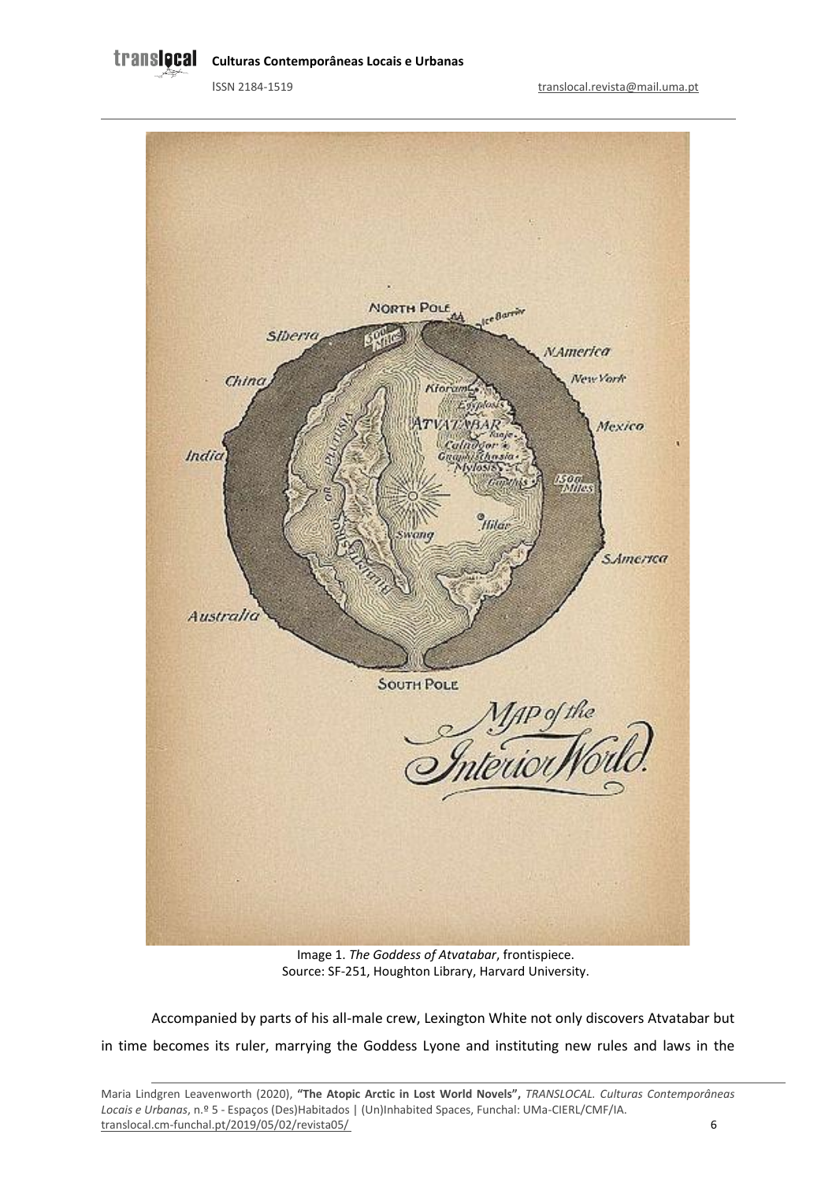Image 1. *The Goddess of Atvatabar*, frontispiece.
Source: SF-251, Houghton Library, Harvard University.

Accompanied by parts of his all-male crew, Lexington White not only discovers Atvatabar but in time becomes its ruler, marrying the Goddess Lyone and instituting new rules and laws in the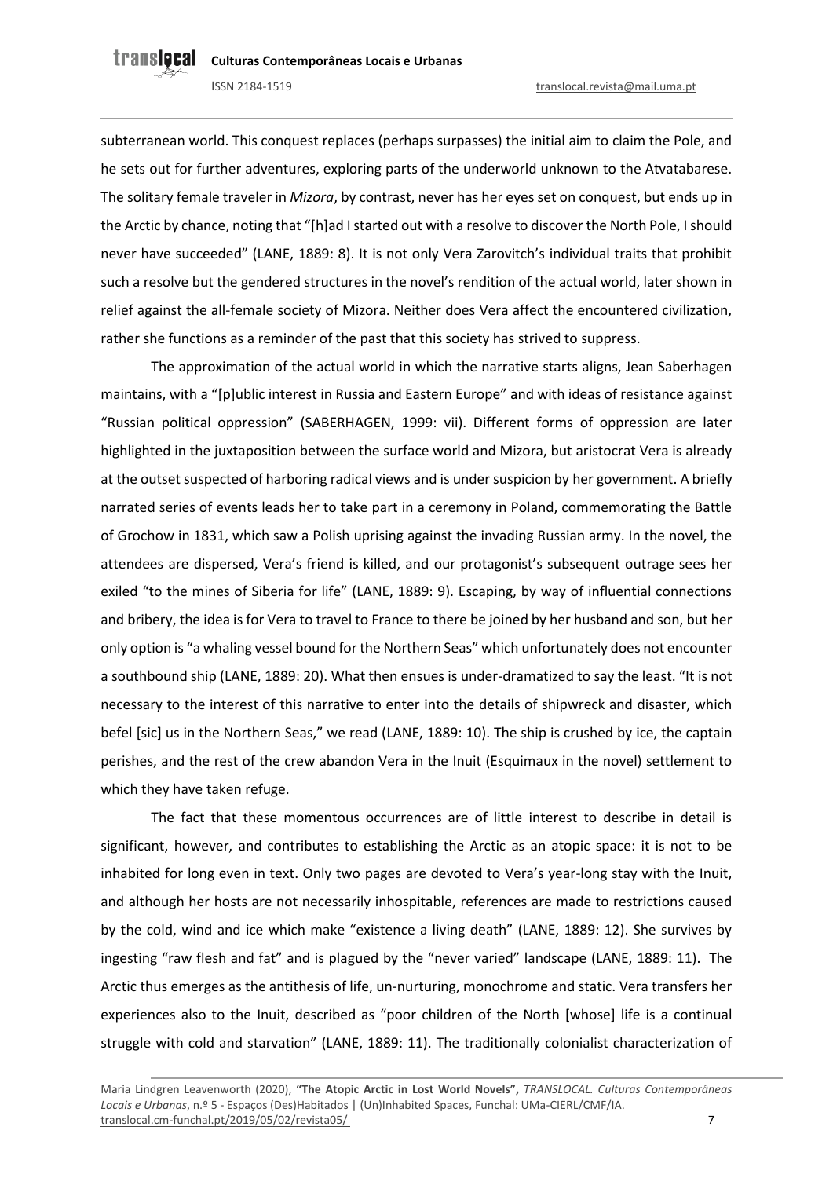subterranean world. This conquest replaces (perhaps surpasses) the initial aim to claim the Pole, and he sets out for further adventures, exploring parts of the underworld unknown to the Atvatabarese. The solitary female traveler in *Mizora*, by contrast, never has her eyes set on conquest, but ends up in the Arctic by chance, noting that "[h]ad I started out with a resolve to discover the North Pole, I should never have succeeded" (LANE, 1889: 8). It is not only Vera Zarovitch's individual traits that prohibit such a resolve but the gendered structures in the novel's rendition of the actual world, later shown in relief against the all-female society of Mizora. Neither does Vera affect the encountered civilization, rather she functions as a reminder of the past that this society has strived to suppress.

The approximation of the actual world in which the narrative starts aligns, Jean Saberhagen maintains, with a "[p]ublic interest in Russia and Eastern Europe" and with ideas of resistance against "Russian political oppression" (SABERHAGEN, 1999: vii). Different forms of oppression are later highlighted in the juxtaposition between the surface world and Mizora, but aristocrat Vera is already at the outset suspected of harboring radical views and is under suspicion by her government. A briefly narrated series of events leads her to take part in a ceremony in Poland, commemorating the Battle of Grochow in 1831, which saw a Polish uprising against the invading Russian army. In the novel, the attendees are dispersed, Vera's friend is killed, and our protagonist's subsequent outrage sees her exiled "to the mines of Siberia for life" (LANE, 1889: 9). Escaping, by way of influential connections and bribery, the idea is for Vera to travel to France to there be joined by her husband and son, but her only option is "a whaling vessel bound for the Northern Seas" which unfortunately does not encounter a southbound ship (LANE, 1889: 20). What then ensues is under-dramatized to say the least. "It is not necessary to the interest of this narrative to enter into the details of shipwreck and disaster, which befel [sic] us in the Northern Seas," we read (LANE, 1889: 10). The ship is crushed by ice, the captain perishes, and the rest of the crew abandon Vera in the Inuit (Esquimaux in the novel) settlement to which they have taken refuge.

The fact that these momentous occurrences are of little interest to describe in detail is significant, however, and contributes to establishing the Arctic as an atopic space: it is not to be inhabited for long even in text. Only two pages are devoted to Vera's year-long stay with the Inuit, and although her hosts are not necessarily inhospitable, references are made to restrictions caused by the cold, wind and ice which make "existence a living death" (LANE, 1889: 12). She survives by ingesting "raw flesh and fat" and is plagued by the "never varied" landscape (LANE, 1889: 11). The Arctic thus emerges as the antithesis of life, un-nurturing, monochrome and static. Vera transfers her experiences also to the Inuit, described as "poor children of the North [whose] life is a continual struggle with cold and starvation" (LANE, 1889: 11). The traditionally colonialist characterization of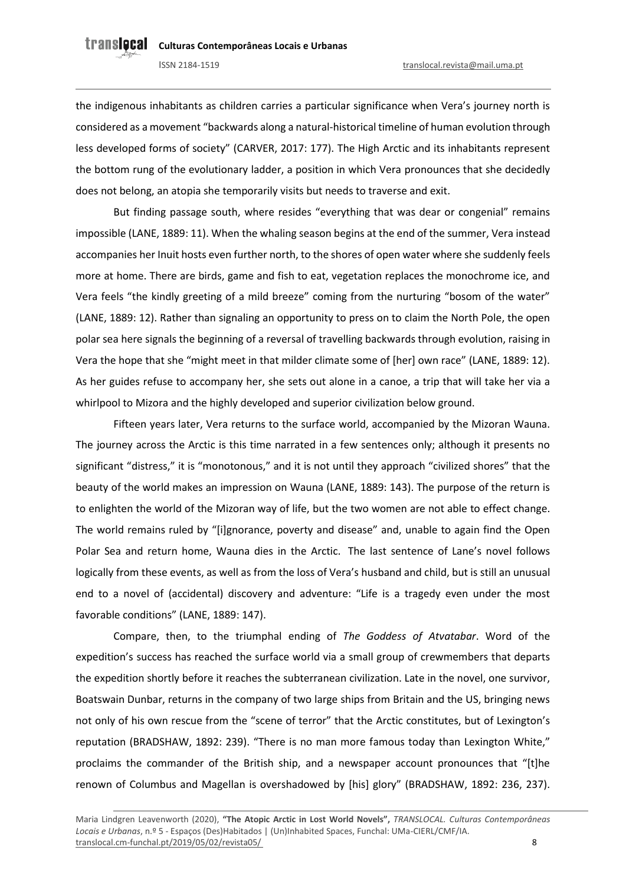the indigenous inhabitants as children carries a particular significance when Vera's journey north is considered as a movement "backwards along a natural-historical timeline of human evolution through less developed forms of society" (CARVER, 2017: 177). The High Arctic and its inhabitants represent the bottom rung of the evolutionary ladder, a position in which Vera pronounces that she decidedly does not belong, an atopia she temporarily visits but needs to traverse and exit.

But finding passage south, where resides "everything that was dear or congenial" remains impossible (LANE, 1889: 11). When the whaling season begins at the end of the summer, Vera instead accompanies her Inuit hosts even further north, to the shores of open water where she suddenly feels more at home. There are birds, game and fish to eat, vegetation replaces the monochrome ice, and Vera feels "the kindly greeting of a mild breeze" coming from the nurturing "bosom of the water" (LANE, 1889: 12). Rather than signaling an opportunity to press on to claim the North Pole, the open polar sea here signals the beginning of a reversal of travelling backwards through evolution, raising in Vera the hope that she "might meet in that milder climate some of [her] own race" (LANE, 1889: 12). As her guides refuse to accompany her, she sets out alone in a canoe, a trip that will take her via a whirlpool to Mizora and the highly developed and superior civilization below ground.

Fifteen years later, Vera returns to the surface world, accompanied by the Mizoran Wauna. The journey across the Arctic is this time narrated in a few sentences only; although it presents no significant "distress," it is "monotonous," and it is not until they approach "civilized shores" that the beauty of the world makes an impression on Wauna (LANE, 1889: 143). The purpose of the return is to enlighten the world of the Mizoran way of life, but the two women are not able to effect change. The world remains ruled by "[i]gnorance, poverty and disease" and, unable to again find the Open Polar Sea and return home, Wauna dies in the Arctic. The last sentence of Lane's novel follows logically from these events, as well as from the loss of Vera's husband and child, but is still an unusual end to a novel of (accidental) discovery and adventure: "Life is a tragedy even under the most favorable conditions" (LANE, 1889: 147).

Compare, then, to the triumphal ending of *The Goddess of Atvatabar*. Word of the expedition's success has reached the surface world via a small group of crewmembers that departs the expedition shortly before it reaches the subterranean civilization. Late in the novel, one survivor, Boatswain Dunbar, returns in the company of two large ships from Britain and the US, bringing news not only of his own rescue from the "scene of terror" that the Arctic constitutes, but of Lexington's reputation (BRADSHAW, 1892: 239). "There is no man more famous today than Lexington White," proclaims the commander of the British ship, and a newspaper account pronounces that "[t]he renown of Columbus and Magellan is overshadowed by [his] glory" (BRADSHAW, 1892: 236, 237).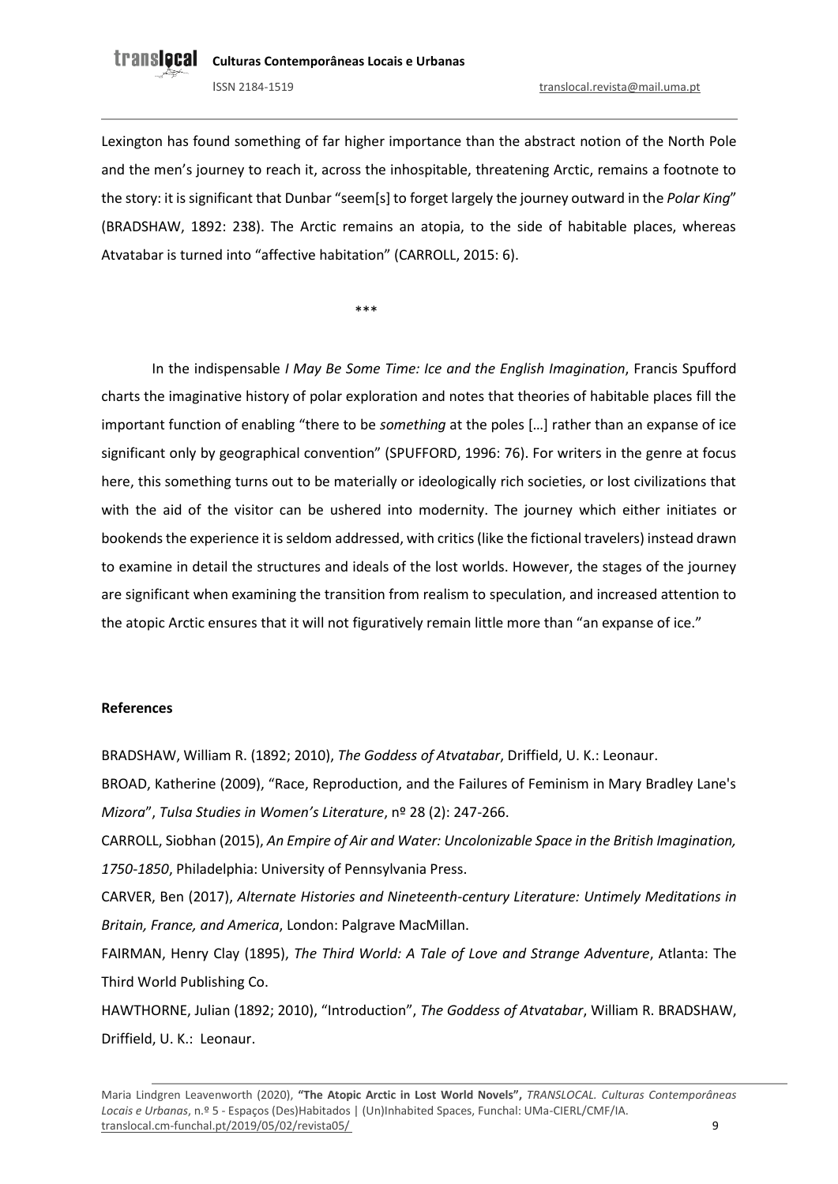Lexington has found something of far higher importance than the abstract notion of the North Pole and the men's journey to reach it, across the inhospitable, threatening Arctic, remains a footnote to the story: it is significant that Dunbar "seem[s] to forget largely the journey outward in the *Polar King*" (BRADSHAW, 1892: 238). The Arctic remains an atopia, to the side of habitable places, whereas Atvatabar is turned into "affective habitation" (CARROLL, 2015: 6).

\*\*\*

In the indispensable *I May Be Some Time: Ice and the English Imagination*, Francis Spufford charts the imaginative history of polar exploration and notes that theories of habitable places fill the important function of enabling "there to be *something* at the poles […] rather than an expanse of ice significant only by geographical convention" (SPUFFORD, 1996: 76). For writers in the genre at focus here, this something turns out to be materially or ideologically rich societies, or lost civilizations that with the aid of the visitor can be ushered into modernity. The journey which either initiates or bookends the experience it is seldom addressed, with critics (like the fictional travelers) instead drawn to examine in detail the structures and ideals of the lost worlds. However, the stages of the journey are significant when examining the transition from realism to speculation, and increased attention to the atopic Arctic ensures that it will not figuratively remain little more than "an expanse of ice."

**References**

BRADSHAW, William R. (1892; 2010), *The Goddess of Atvatabar*, Driffield, U. K.: Leonaur.

BROAD, Katherine (2009), "Race, Reproduction, and the Failures of Feminism in Mary Bradley Lane's *Mizora*", *Tulsa Studies in Women's Literature*, nº 28 (2): 247-266.

CARROLL, Siobhan (2015), *An Empire of Air and Water: Uncolonizable Space in the British Imagination, 1750-1850*, Philadelphia: University of Pennsylvania Press.

CARVER, Ben (2017), *Alternate Histories and Nineteenth-century Literature: Untimely Meditations in Britain, France, and America*, London: Palgrave MacMillan.

FAIRMAN, Henry Clay (1895), *The Third World: A Tale of Love and Strange Adventure*, Atlanta: The Third World Publishing Co.

HAWTHORNE, Julian (1892; 2010), "Introduction", *The Goddess of Atvatabar*, William R. BRADSHAW, Driffield, U. K.: Leonaur.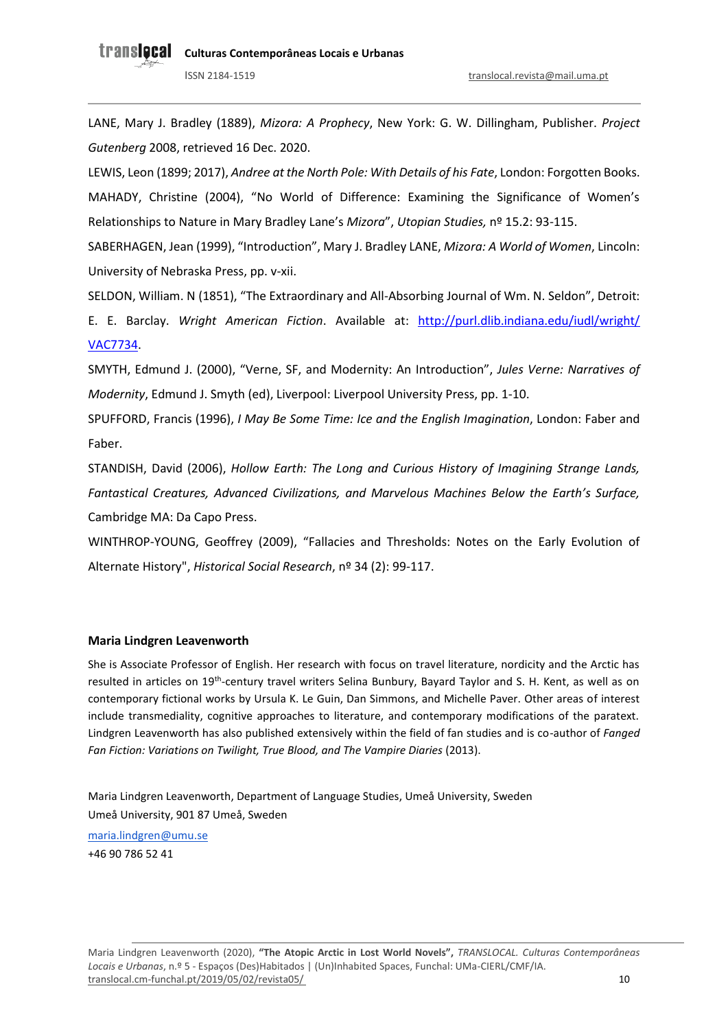LANE, Mary J. Bradley (1889), *Mizora: A Prophecy*, New York: G. W. Dillingham, Publisher. *Project Gutenberg* 2008, retrieved 16 Dec. 2020.

LEWIS, Leon (1899; 2017), *Andree at the North Pole: With Details of his Fate*, London: Forgotten Books.

MAHADY, Christine (2004), "No World of Difference: Examining the Significance of Women's Relationships to Nature in Mary Bradley Lane's *Mizora*", *Utopian Studies,* nº 15.2: 93-115.

SABERHAGEN, Jean (1999), "Introduction", Mary J. Bradley LANE, *Mizora: A World of Women*, Lincoln: University of Nebraska Press, pp. v-xii.

SELDON, William. N (1851), "The Extraordinary and All-Absorbing Journal of Wm. N. Seldon", Detroit: E. E. Barclay. *Wright American Fiction*. Available at: http://purl.dlib.indiana.edu/iudl/wright/VAC7734.

SMYTH, Edmund J. (2000), "Verne, SF, and Modernity: An Introduction", *Jules Verne: Narratives of Modernity*, Edmund J. Smyth (ed), Liverpool: Liverpool University Press, pp. 1-10.

SPUFFORD, Francis (1996), *I May Be Some Time: Ice and the English Imagination*, London: Faber and Faber.

STANDISH, David (2006), *Hollow Earth: The Long and Curious History of Imagining Strange Lands, Fantastical Creatures, Advanced Civilizations, and Marvelous Machines Below the Earth's Surface,* Cambridge MA: Da Capo Press.

WINTHROP-YOUNG, Geoffrey (2009), "Fallacies and Thresholds: Notes on the Early Evolution of Alternate History", *Historical Social Research*, nº 34 (2): 99-117.

**Maria Lindgren Leavenworth**

She is Associate Professor of English. Her research with focus on travel literature, nordicity and the Arctic has resulted in articles on 19th-century travel writers Selina Bunbury, Bayard Taylor and S. H. Kent, as well as on contemporary fictional works by Ursula K. Le Guin, Dan Simmons, and Michelle Paver. Other areas of interest include transmediality, cognitive approaches to literature, and contemporary modifications of the paratext. Lindgren Leavenworth has also published extensively within the field of fan studies and is co-author of *Fanged Fan Fiction: Variations on Twilight, True Blood, and The Vampire Diaries* (2013).

Maria Lindgren Leavenworth, Department of Language Studies, Umeå University, Sweden
Umeå University, 901 87 Umeå, Sweden
maria.lindgren@umu.se
+46 90 786 52 41